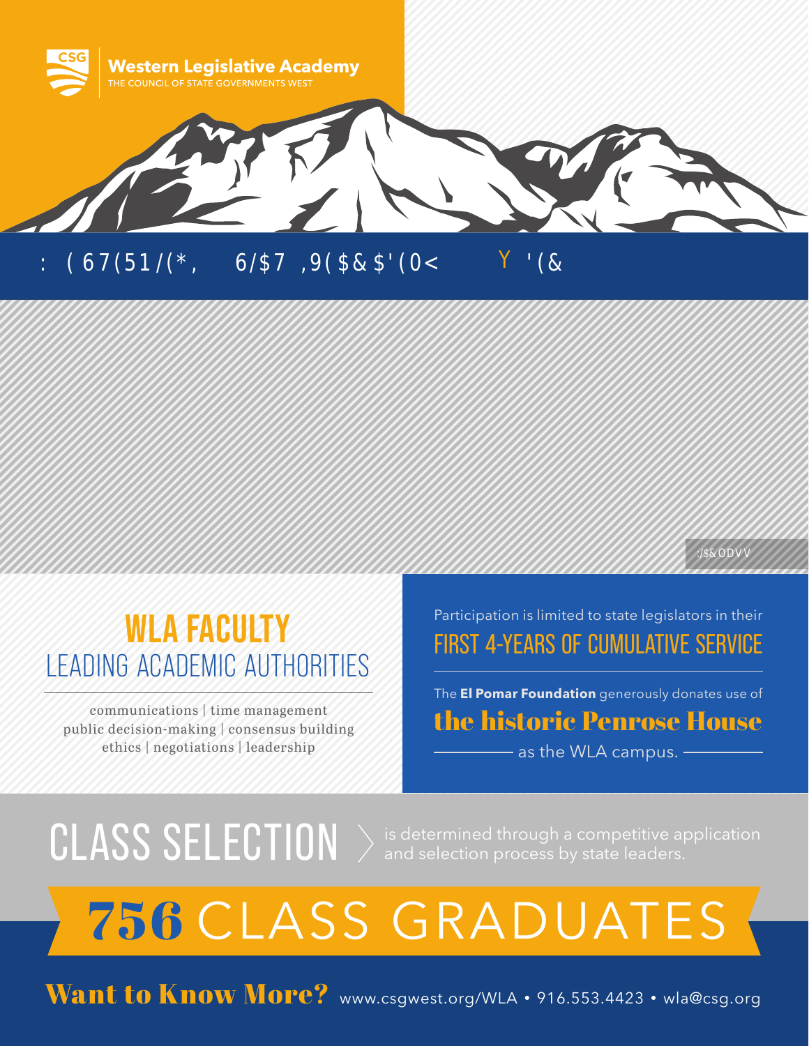# Western Legislative Academy

THE COUNCIL OF STATE GOVERNMENTS WEST

WESTERN LEGISLATIVE ACADEMY • DEC

WLA Class

## WLA FACULTY

### LEADING ACADEMIC AUTHORITIES

communications | time management
public decision-making | consensus building
ethics | negotiations | leadership

Participation is limited to state legislators in their

**FIRST 4-YEARS OF CUMULATIVE SERVICE**

The **El Pomar Foundation** generously donates use of

**the historic Penrose House**

as the WLA campus.

## CLASS SELECTION

is determined through a competitive application and selection process by state leaders.

## 756 CLASS GRADUATES

**Want to Know More?** www.csgwest.org/WLA • 916.553.4423 • wla@csg.org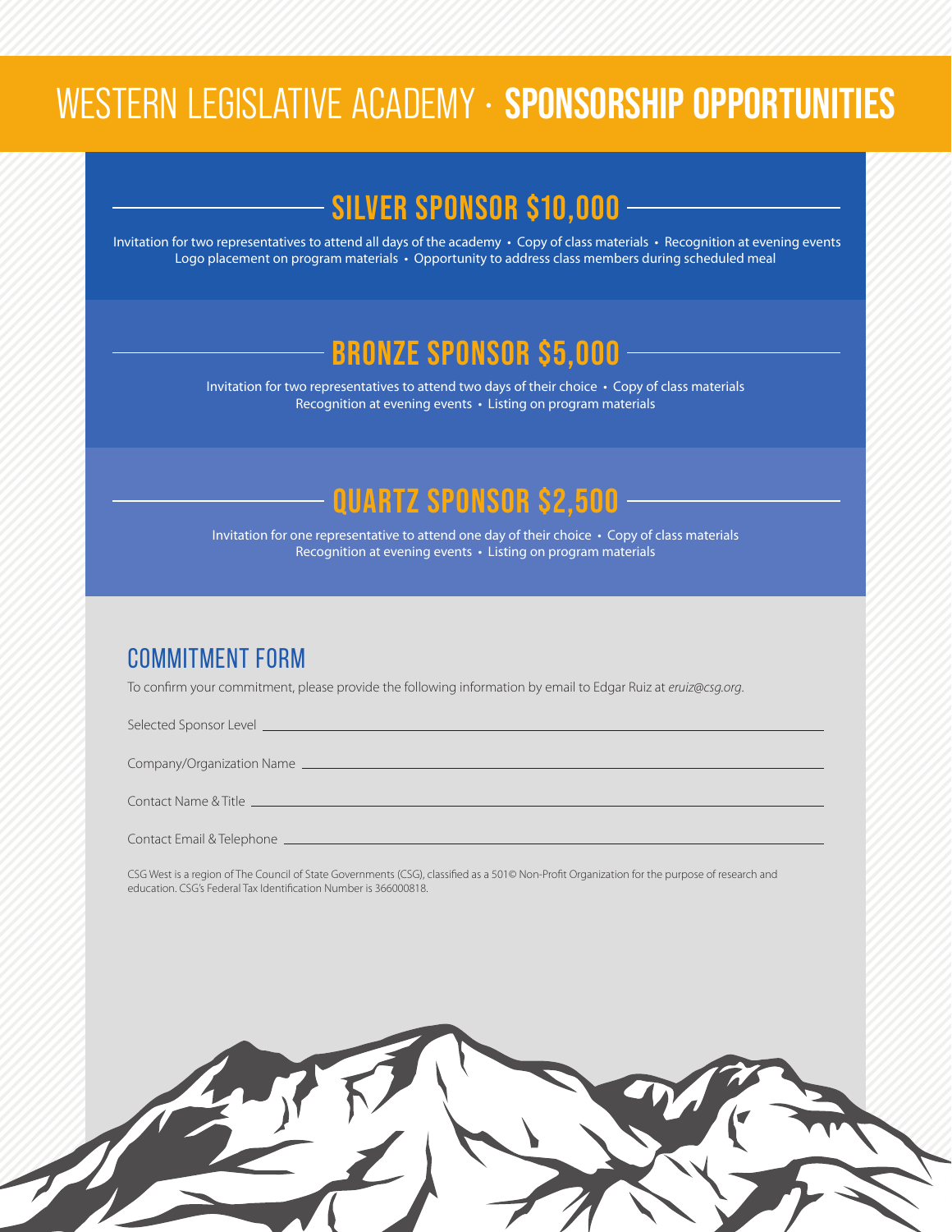# WESTERN LEGISLATIVE ACADEMY · **SPONSORSHIP OPPORTUNITIES**

## SILVER SPONSOR $10,000

Invitation for two representatives to attend all days of the academy • Copy of class materials • Recognition at evening events • Logo placement on program materials • Opportunity to address class members during scheduled meal

## BRONZE SPONSOR $5,000

Invitation for two representatives to attend two days of their choice • Copy of class materials • Recognition at evening events • Listing on program materials

## QUARTZ SPONSOR $2,500

Invitation for one representative to attend one day of their choice • Copy of class materials • Recognition at evening events • Listing on program materials

## COMMITMENT FORM

To confirm your commitment, please provide the following information by email to Edgar Ruiz at *eruiz@csg.org*.

Selected Sponsor Level ______________________________

Company/Organization Name ______________________________

Contact Name & Title ______________________________

Contact Email & Telephone ______________________________

CSG West is a region of The Council of State Governments (CSG), classified as a 501© Non-Profit Organization for the purpose of research and education. CSG's Federal Tax Identification Number is 366000818.